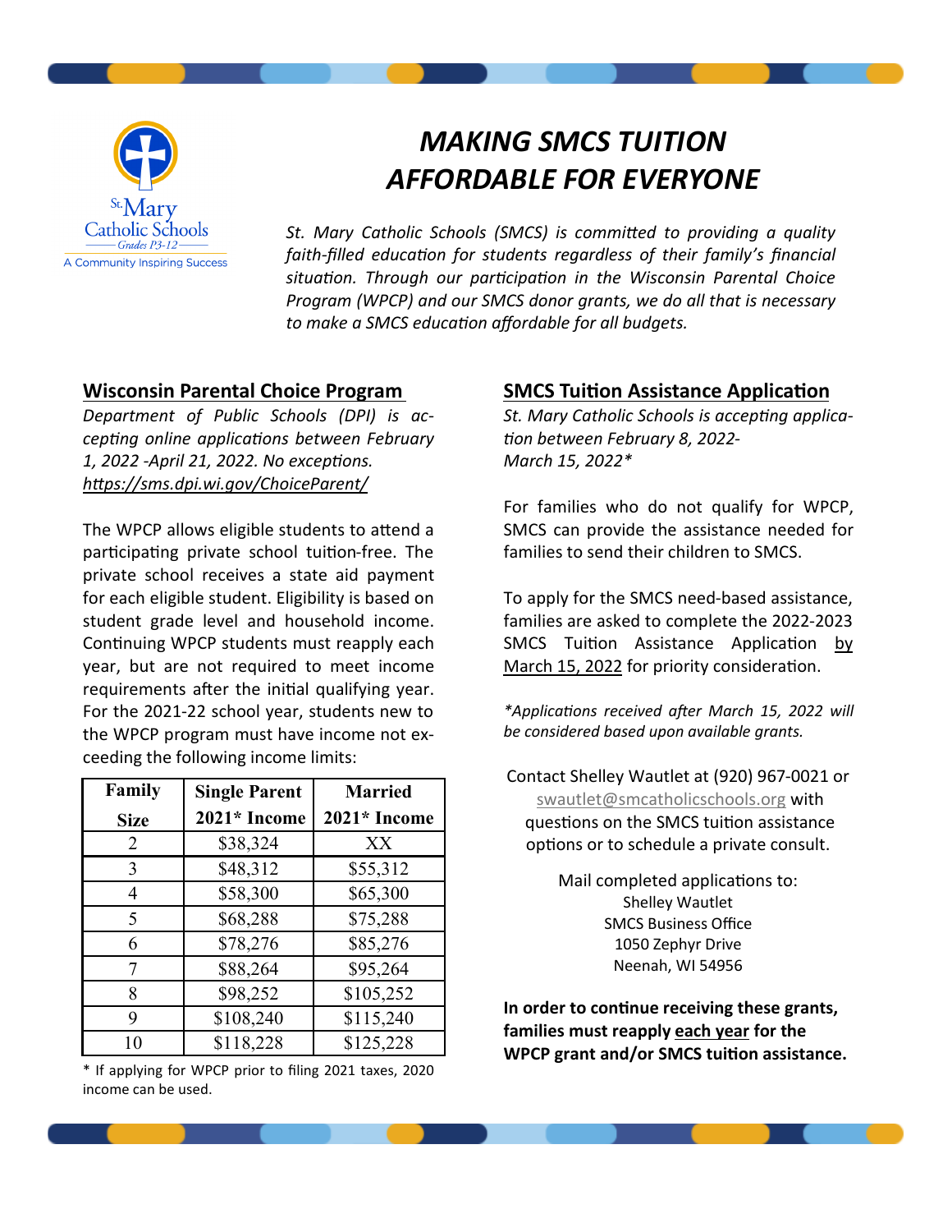St. Mary Catholic Schools
Grades P3-12
A Community Inspiring Success

# *MAKING SMCS TUITION AFFORDABLE FOR EVERYONE*

*St. Mary Catholic Schools (SMCS) is committed to providing a quality faith-filled education for students regardless of their family's financial situation. Through our participation in the Wisconsin Parental Choice Program (WPCP) and our SMCS donor grants, we do all that is necessary to make a SMCS education affordable for all budgets.*

## Wisconsin Parental Choice Program

*Department of Public Schools (DPI) is accepting online applications between February 1, 2022 -April 21, 2022. No exceptions.*
*https://sms.dpi.wi.gov/ChoiceParent/*

The WPCP allows eligible students to attend a participating private school tuition-free. The private school receives a state aid payment for each eligible student. Eligibility is based on student grade level and household income. Continuing WPCP students must reapply each year, but are not required to meet income requirements after the initial qualifying year. For the 2021-22 school year, students new to the WPCP program must have income not exceeding the following income limits:

| Family Size | Single Parent 2021* Income | Married 2021* Income |
|---|---|---|
| 2 | $38,324 | XX |
| 3 | $48,312 | $55,312 |
| 4 | $58,300 | $65,300 |
| 5 | $68,288 | $75,288 |
| 6 | $78,276 | $85,276 |
| 7 | $88,264 | $95,264 |
| 8 | $98,252 | $105,252 |
| 9 | $108,240 | $115,240 |
| 10 | $118,228 | $125,228 |

* If applying for WPCP prior to filing 2021 taxes, 2020 income can be used.

## SMCS Tuition Assistance Application

*St. Mary Catholic Schools is accepting application between February 8, 2022- March 15, 2022**

For families who do not qualify for WPCP, SMCS can provide the assistance needed for families to send their children to SMCS.

To apply for the SMCS need-based assistance, families are asked to complete the 2022-2023 SMCS Tuition Assistance Application by March 15, 2022 for priority consideration.

**Applications received after March 15, 2022 will be considered based upon available grants.*

Contact Shelley Wautlet at (920) 967-0021 or swautlet@smcatholicschools.org with questions on the SMCS tuition assistance options or to schedule a private consult.

Mail completed applications to:
Shelley Wautlet
SMCS Business Office
1050 Zephyr Drive
Neenah, WI 54956

**In order to continue receiving these grants, families must reapply each year for the WPCP grant and/or SMCS tuition assistance.**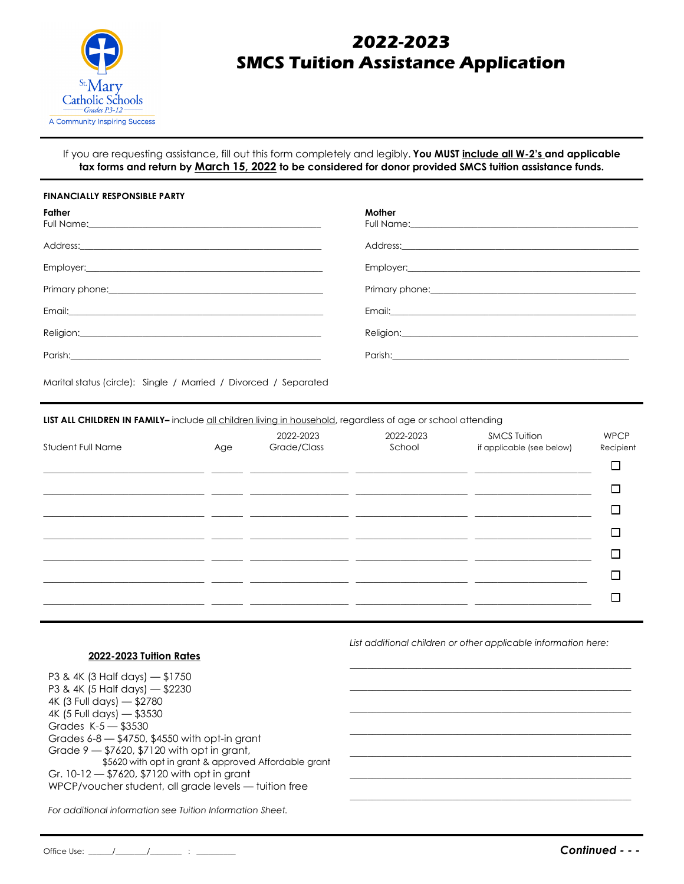St. Mary Catholic Schools
Grades P3-12
A Community Inspiring Success

# 2022-2023
# SMCS Tuition Assistance Application

If you are requesting assistance, fill out this form completely and legibly. **You MUST include all W-2's and applicable tax forms and return by March 15, 2022 to be considered for donor provided SMCS tuition assistance funds.**

**FINANCIALLY RESPONSIBLE PARTY**

| **Father** | **Mother** |
|---|---|
| Full Name:______________________ | Full Name:______________________ |
| Address:______________________ | Address:______________________ |
| Employer:______________________ | Employer:______________________ |
| Primary phone:______________________ | Primary phone:______________________ |
| Email:______________________ | Email:______________________ |
| Religion:______________________ | Religion:______________________ |
| Parish:______________________ | Parish:______________________ |

Marital status (circle): Single / Married / Divorced / Separated

**LIST ALL CHILDREN IN FAMILY–** include all children living in household, regardless of age or school attending

| Student Full Name | Age | 2022-2023 Grade/Class | 2022-2023 School | SMCS Tuition if applicable (see below) | WPCP Recipient |
|---|---|---|---|---|---|
| | | | | | ☐ |
| | | | | | ☐ |
| | | | | | ☐ |
| | | | | | ☐ |
| | | | | | ☐ |
| | | | | | ☐ |
| | | | | | ☐ |

### 2022-2023 Tuition Rates

P3 & 4K (3 Half days) — $1750
P3 & 4K (5 Half days) — $2230
4K (3 Full days) — $2780
4K (5 Full days) — $3530
Grades K-5 — $3530
Grades 6-8 — $4750, $4550 with opt-in grant
Grade 9 — $7620, $7120 with opt in grant,
$5620 with opt in grant & approved Affordable grant
Gr. 10-12 — $7620, $7120 with opt in grant
WPCP/voucher student, all grade levels — tuition free

*For additional information see Tuition Information Sheet.*

*List additional children or other applicable information here:*

______________________________________________
______________________________________________
______________________________________________
______________________________________________
______________________________________________
______________________________________________
______________________________________________

Office Use: ______/_______/_______ : _________

***Continued - - -***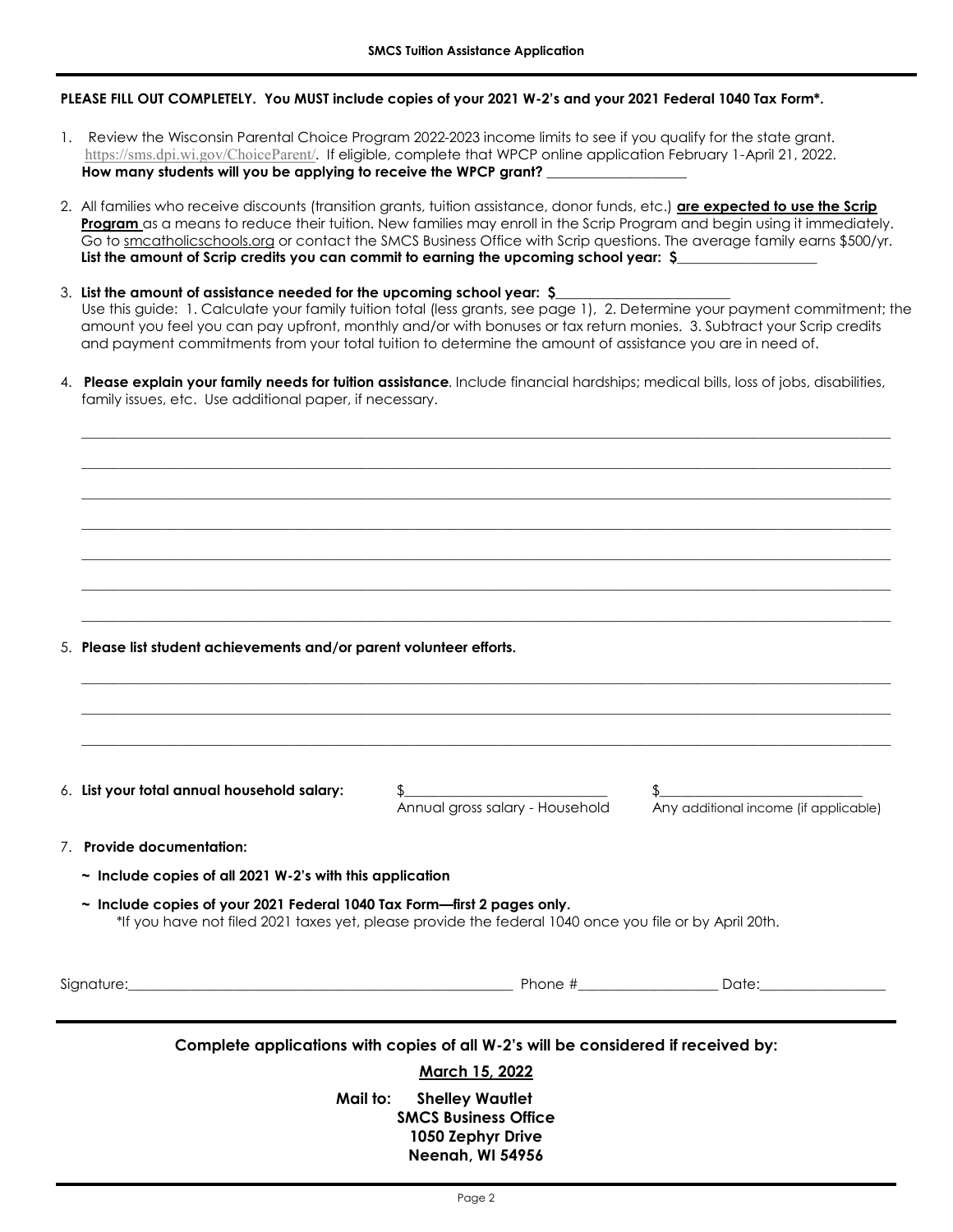## SMCS Tuition Assistance Application

**PLEASE FILL OUT COMPLETELY. You MUST include copies of your 2021 W-2's and your 2021 Federal 1040 Tax Form*.**

1. Review the Wisconsin Parental Choice Program 2022-2023 income limits to see if you qualify for the state grant. https://sms.dpi.wi.gov/ChoiceParent/. If eligible, complete that WPCP online application February 1-April 21, 2022.
   **How many students will you be applying to receive the WPCP grant?** ___________________

2. All families who receive discounts (transition grants, tuition assistance, donor funds, etc.) **are expected to use the Scrip Program** as a means to reduce their tuition. New families may enroll in the Scrip Program and begin using it immediately. Go to smcatholicschools.org or contact the SMCS Business Office with Scrip questions. The average family earns $500/yr.
   **List the amount of Scrip credits you can commit to earning the upcoming school year: $**___________________

3. **List the amount of assistance needed for the upcoming school year: $**________________________
   Use this guide: 1. Calculate your family tuition total (less grants, see page 1), 2. Determine your payment commitment; the amount you feel you can pay upfront, monthly and/or with bonuses or tax return monies. 3. Subtract your Scrip credits and payment commitments from your total tuition to determine the amount of assistance you are in need of.

4. **Please explain your family needs for tuition assistance**. Include financial hardships; medical bills, loss of jobs, disabilities, family issues, etc. Use additional paper, if necessary.

   ______________________________________________________________________________
   ______________________________________________________________________________
   ______________________________________________________________________________
   ______________________________________________________________________________
   ______________________________________________________________________________
   ______________________________________________________________________________
   ______________________________________________________________________________

5. **Please list student achievements and/or parent volunteer efforts.**

   ______________________________________________________________________________
   ______________________________________________________________________________
   ______________________________________________________________________________

6. **List your total annual household salary:** $____________________________ $____________________________
   Annual gross salary - Household      Any additional income (if applicable)

7. **Provide documentation:**
   - **~ Include copies of all 2021 W-2's with this application**
   - **~ Include copies of your 2021 Federal 1040 Tax Form—first 2 pages only.**
     *If you have not filed 2021 taxes yet, please provide the federal 1040 once you file or by April 20th.

Signature:_______________________________________ Phone #__________________ Date:________________

**Complete applications with copies of all W-2's will be considered if received by:**

**<u>March 15, 2022</u>**

**Mail to: Shelley Wautlet**
**SMCS Business Office**
**1050 Zephyr Drive**
**Neenah, WI 54956**